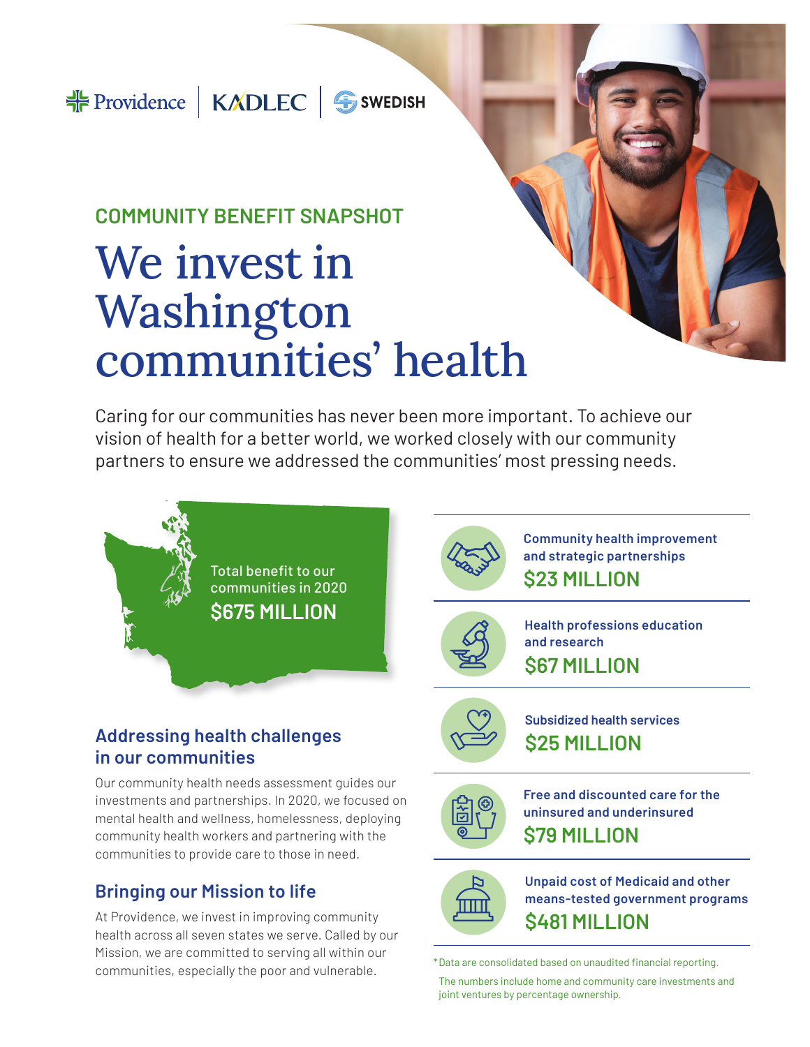Providence | KADLEC | SWEDISH

COMMUNITY BENEFIT SNAPSHOT

# We invest in Washington communities' health

Caring for our communities has never been more important. To achieve our vision of health for a better world, we worked closely with our community partners to ensure we addressed the communities' most pressing needs.

Total benefit to our communities in 2020

**$675 MILLION**

## Addressing health challenges in our communities

Our community health needs assessment guides our investments and partnerships. In 2020, we focused on mental health and wellness, homelessness, deploying community health workers and partnering with the communities to provide care to those in need.

## Bringing our Mission to life

At Providence, we invest in improving community health across all seven states we serve. Called by our Mission, we are committed to serving all within our communities, especially the poor and vulnerable.

**Community health improvement and strategic partnerships**
**$23 MILLION**

**Health professions education and research**
**$67 MILLION**

**Subsidized health services**
**$25 MILLION**

**Free and discounted care for the uninsured and underinsured**
**$79 MILLION**

**Unpaid cost of Medicaid and other means-tested government programs**
**$481 MILLION**

*Data are consolidated based on unaudited financial reporting.

The numbers include home and community care investments and joint ventures by percentage ownership.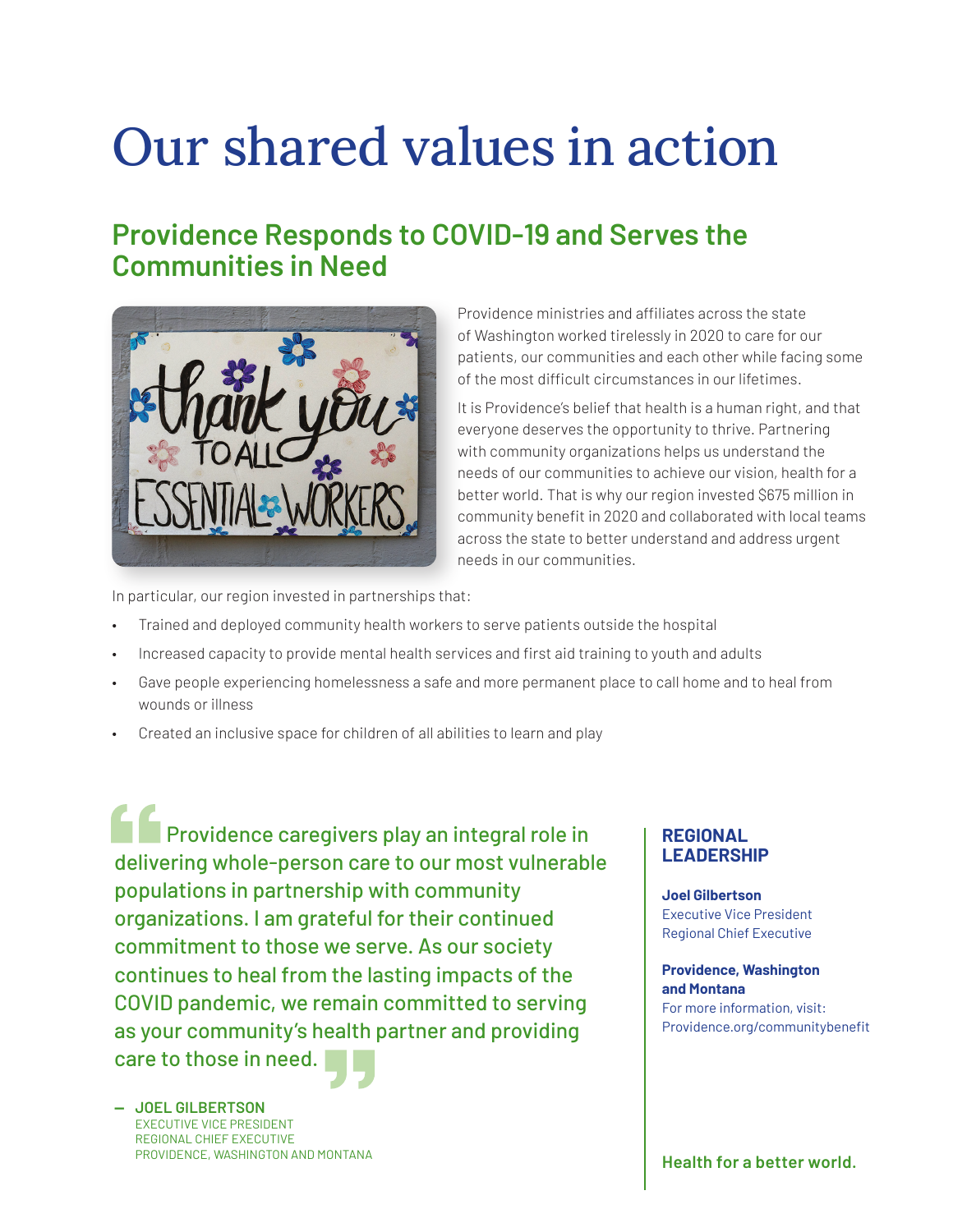# Our shared values in action

## Providence Responds to COVID-19 and Serves the Communities in Need

Providence ministries and affiliates across the state of Washington worked tirelessly in 2020 to care for our patients, our communities and each other while facing some of the most difficult circumstances in our lifetimes.

It is Providence's belief that health is a human right, and that everyone deserves the opportunity to thrive. Partnering with community organizations helps us understand the needs of our communities to achieve our vision, health for a better world. That is why our region invested $675 million in community benefit in 2020 and collaborated with local teams across the state to better understand and address urgent needs in our communities.

In particular, our region invested in partnerships that:

- Trained and deployed community health workers to serve patients outside the hospital
- Increased capacity to provide mental health services and first aid training to youth and adults
- Gave people experiencing homelessness a safe and more permanent place to call home and to heal from wounds or illness
- Created an inclusive space for children of all abilities to learn and play

> Providence caregivers play an integral role in delivering whole-person care to our most vulnerable populations in partnership with community organizations. I am grateful for their continued commitment to those we serve. As our society continues to heal from the lasting impacts of the COVID pandemic, we remain committed to serving as your community's health partner and providing care to those in need.

— **JOEL GILBERTSON**
EXECUTIVE VICE PRESIDENT
REGIONAL CHIEF EXECUTIVE
PROVIDENCE, WASHINGTON AND MONTANA

### REGIONAL LEADERSHIP

**Joel Gilbertson**
Executive Vice President
Regional Chief Executive

**Providence, Washington and Montana**
For more information, visit:
Providence.org/communitybenefit

**Health for a better world.**